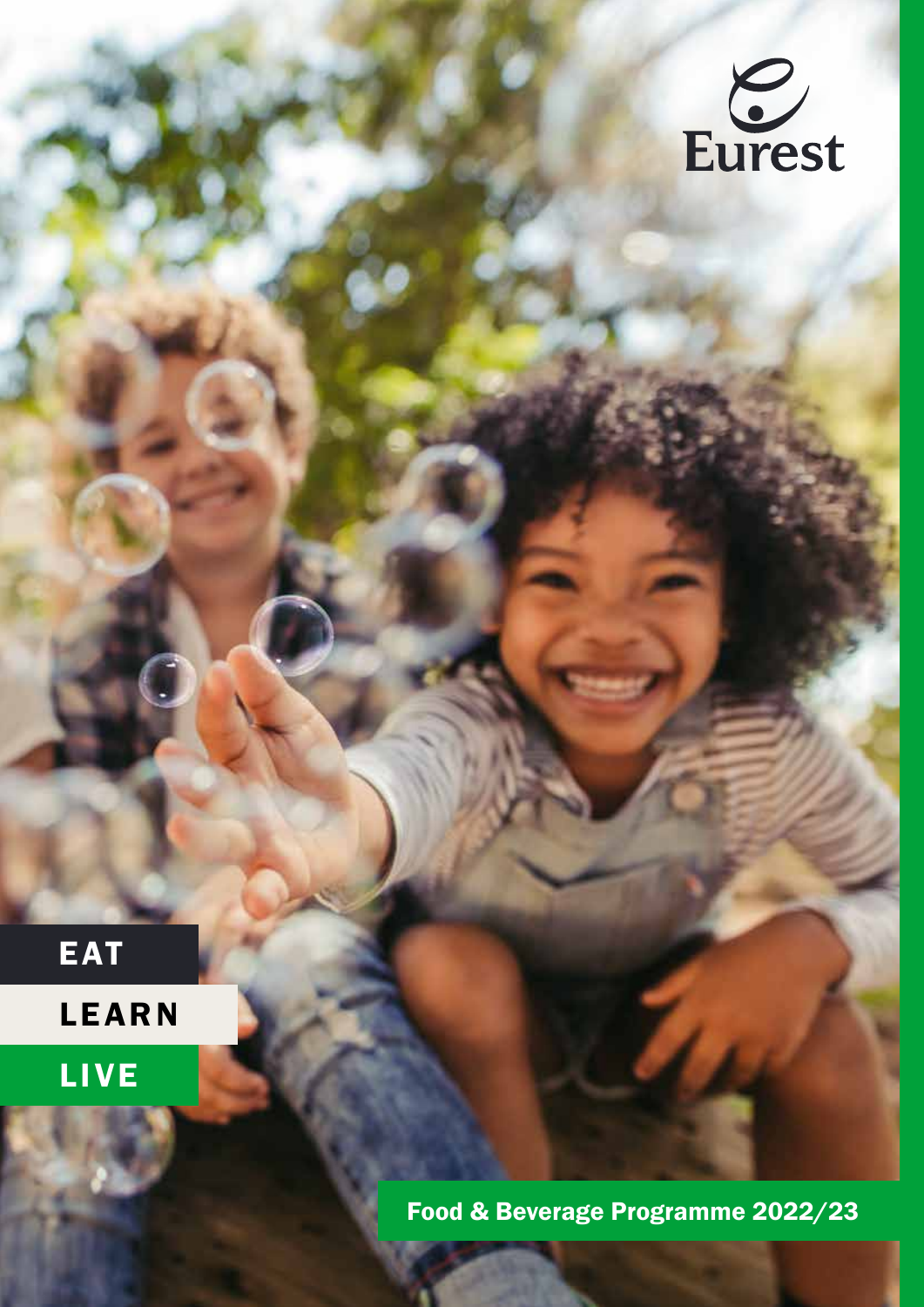Eurest

EAT

LEARN

LIVE

# Food & Beverage Programme 2022/23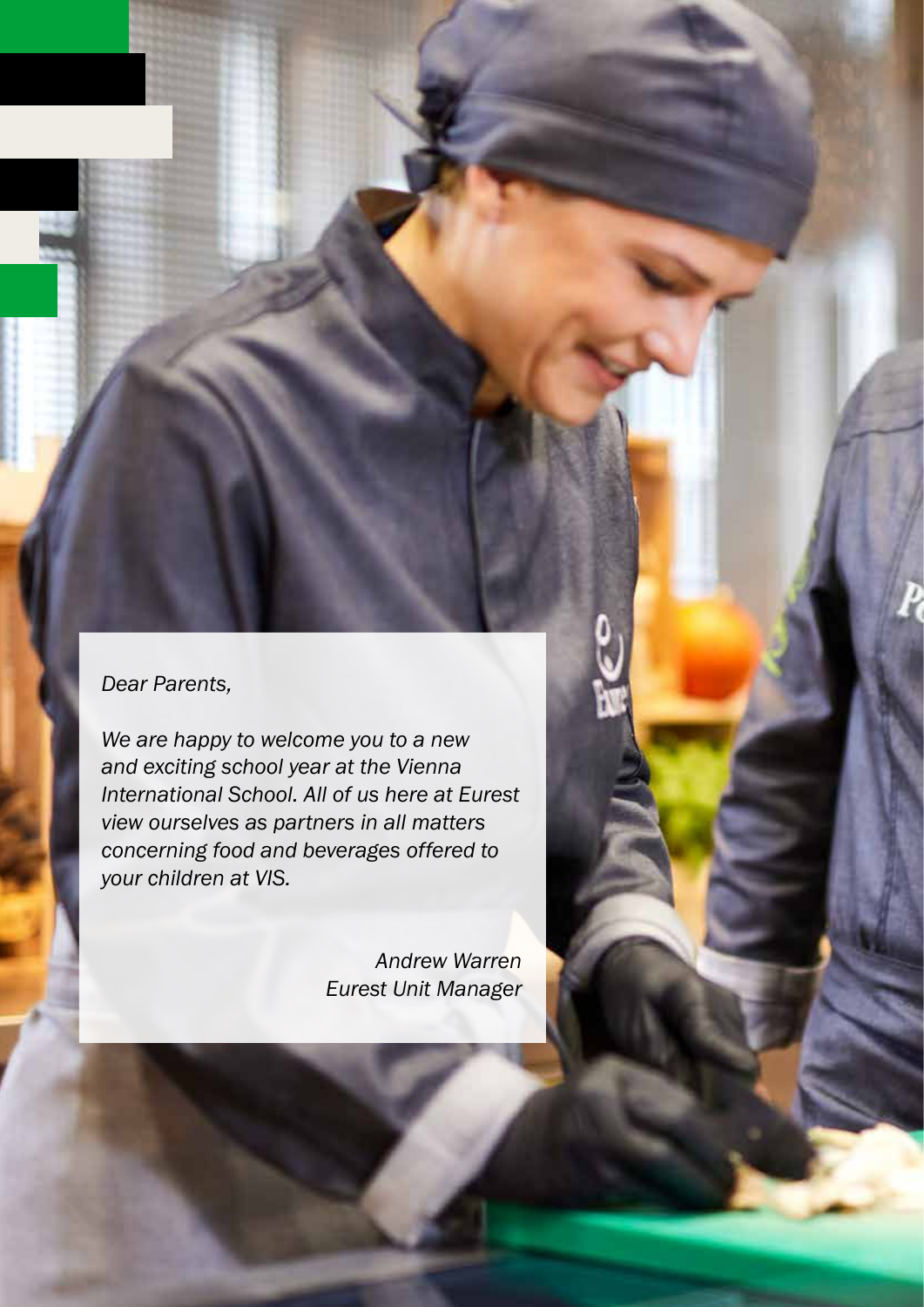*Dear Parents,*

*We are happy to welcome you to a new and exciting school year at the Vienna International School. All of us here at Eurest view ourselves as partners in all matters concerning food and beverages offered to your children at VIS.*

*Andrew Warren*
*Eurest Unit Manager*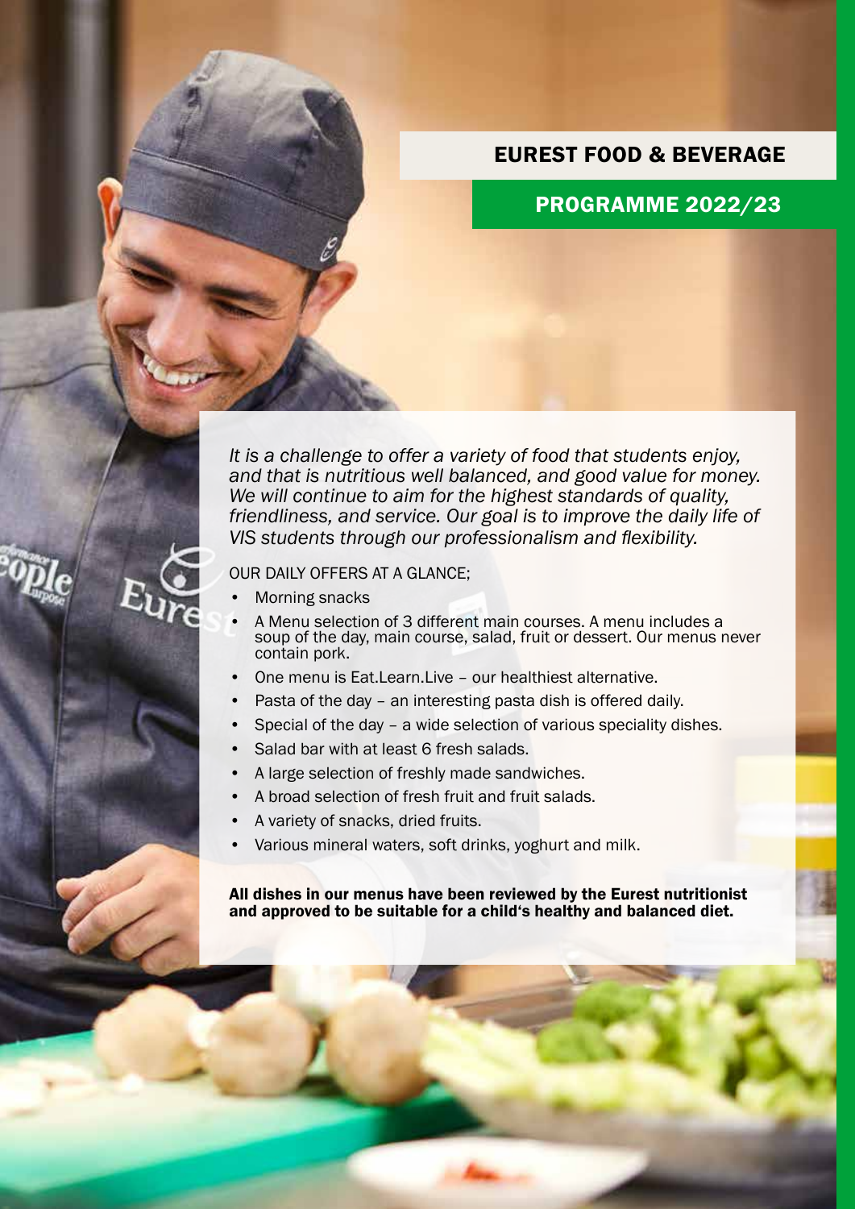# EUREST FOOD & BEVERAGE

## PROGRAMME 2022/23

*It is a challenge to offer a variety of food that students enjoy, and that is nutritious well balanced, and good value for money. We will continue to aim for the highest standards of quality, friendliness, and service. Our goal is to improve the daily life of VIS students through our professionalism and flexibility.*

OUR DAILY OFFERS AT A GLANCE;

- Morning snacks
- A Menu selection of 3 different main courses. A menu includes a soup of the day, main course, salad, fruit or dessert. Our menus never contain pork.
- One menu is Eat.Learn.Live – our healthiest alternative.
- Pasta of the day – an interesting pasta dish is offered daily.
- Special of the day – a wide selection of various speciality dishes.
- Salad bar with at least 6 fresh salads.
- A large selection of freshly made sandwiches.
- A broad selection of fresh fruit and fruit salads.
- A variety of snacks, dried fruits.
- Various mineral waters, soft drinks, yoghurt and milk.

**All dishes in our menus have been reviewed by the Eurest nutritionist and approved to be suitable for a child's healthy and balanced diet.**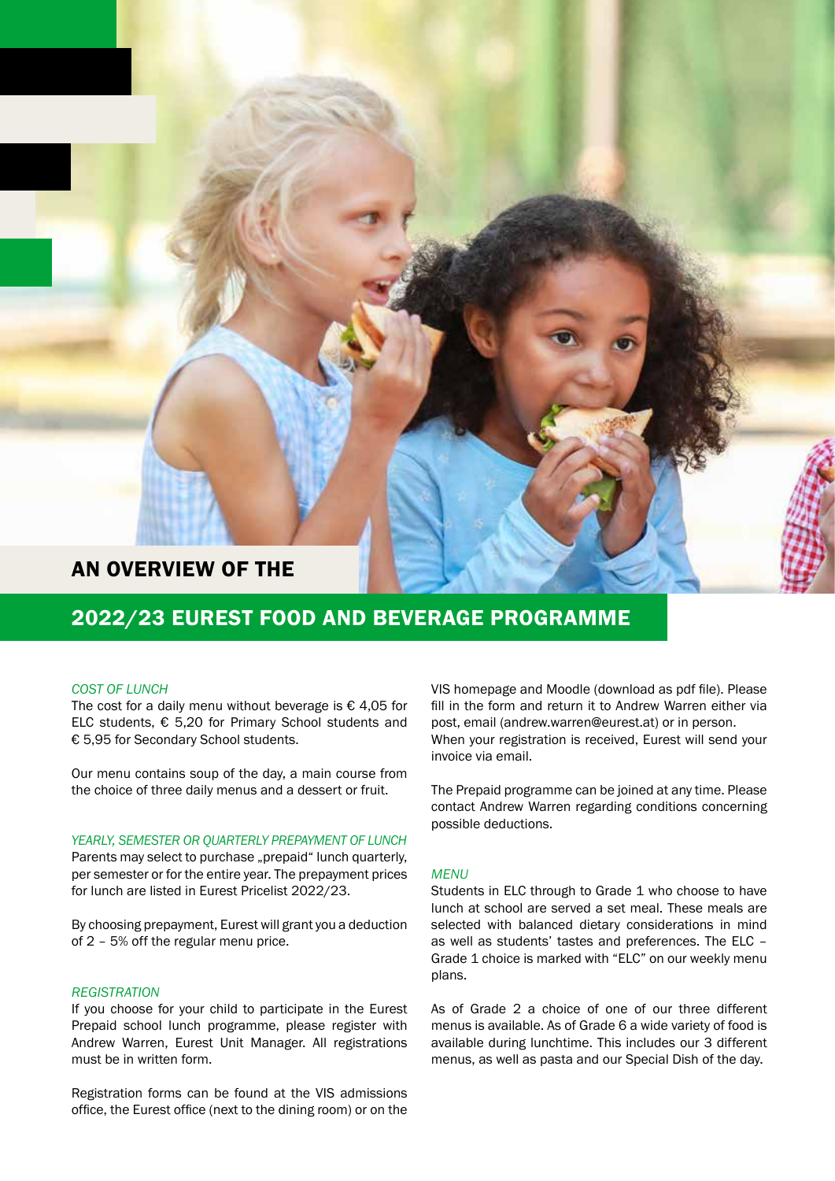# AN OVERVIEW OF THE

# 2022/23 EUREST FOOD AND BEVERAGE PROGRAMME

*COST OF LUNCH*

The cost for a daily menu without beverage is € 4,05 for ELC students, € 5,20 for Primary School students and € 5,95 for Secondary School students.

Our menu contains soup of the day, a main course from the choice of three daily menus and a dessert or fruit.

*YEARLY, SEMESTER OR QUARTERLY PREPAYMENT OF LUNCH*

Parents may select to purchase „prepaid" lunch quarterly, per semester or for the entire year. The prepayment prices for lunch are listed in Eurest Pricelist 2022/23.

By choosing prepayment, Eurest will grant you a deduction of 2 – 5% off the regular menu price.

*REGISTRATION*

If you choose for your child to participate in the Eurest Prepaid school lunch programme, please register with Andrew Warren, Eurest Unit Manager. All registrations must be in written form.

Registration forms can be found at the VIS admissions office, the Eurest office (next to the dining room) or on the VIS homepage and Moodle (download as pdf file). Please fill in the form and return it to Andrew Warren either via post, email (andrew.warren@eurest.at) or in person. When your registration is received, Eurest will send your invoice via email.

The Prepaid programme can be joined at any time. Please contact Andrew Warren regarding conditions concerning possible deductions.

*MENU*

Students in ELC through to Grade 1 who choose to have lunch at school are served a set meal. These meals are selected with balanced dietary considerations in mind as well as students' tastes and preferences. The ELC – Grade 1 choice is marked with "ELC" on our weekly menu plans.

As of Grade 2 a choice of one of our three different menus is available. As of Grade 6 a wide variety of food is available during lunchtime. This includes our 3 different menus, as well as pasta and our Special Dish of the day.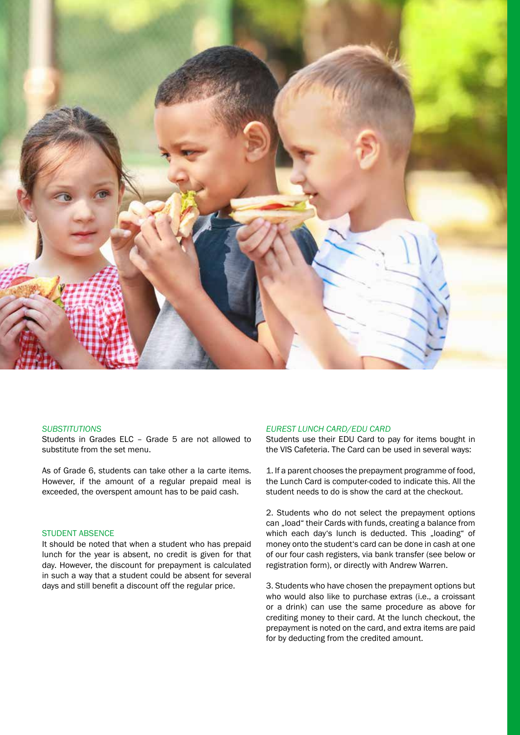### *SUBSTITUTIONS*

Students in Grades ELC – Grade 5 are not allowed to substitute from the set menu.

As of Grade 6, students can take other a la carte items. However, if the amount of a regular prepaid meal is exceeded, the overspent amount has to be paid cash.

### STUDENT ABSENCE

It should be noted that when a student who has prepaid lunch for the year is absent, no credit is given for that day. However, the discount for prepayment is calculated in such a way that a student could be absent for several days and still benefit a discount off the regular price.

### *EUREST LUNCH CARD/EDU CARD*

Students use their EDU Card to pay for items bought in the VIS Cafeteria. The Card can be used in several ways:

1. If a parent chooses the prepayment programme of food, the Lunch Card is computer-coded to indicate this. All the student needs to do is show the card at the checkout.

2. Students who do not select the prepayment options can „load" their Cards with funds, creating a balance from which each day's lunch is deducted. This „loading" of money onto the student's card can be done in cash at one of our four cash registers, via bank transfer (see below or registration form), or directly with Andrew Warren.

3. Students who have chosen the prepayment options but who would also like to purchase extras (i.e., a croissant or a drink) can use the same procedure as above for crediting money to their card. At the lunch checkout, the prepayment is noted on the card, and extra items are paid for by deducting from the credited amount.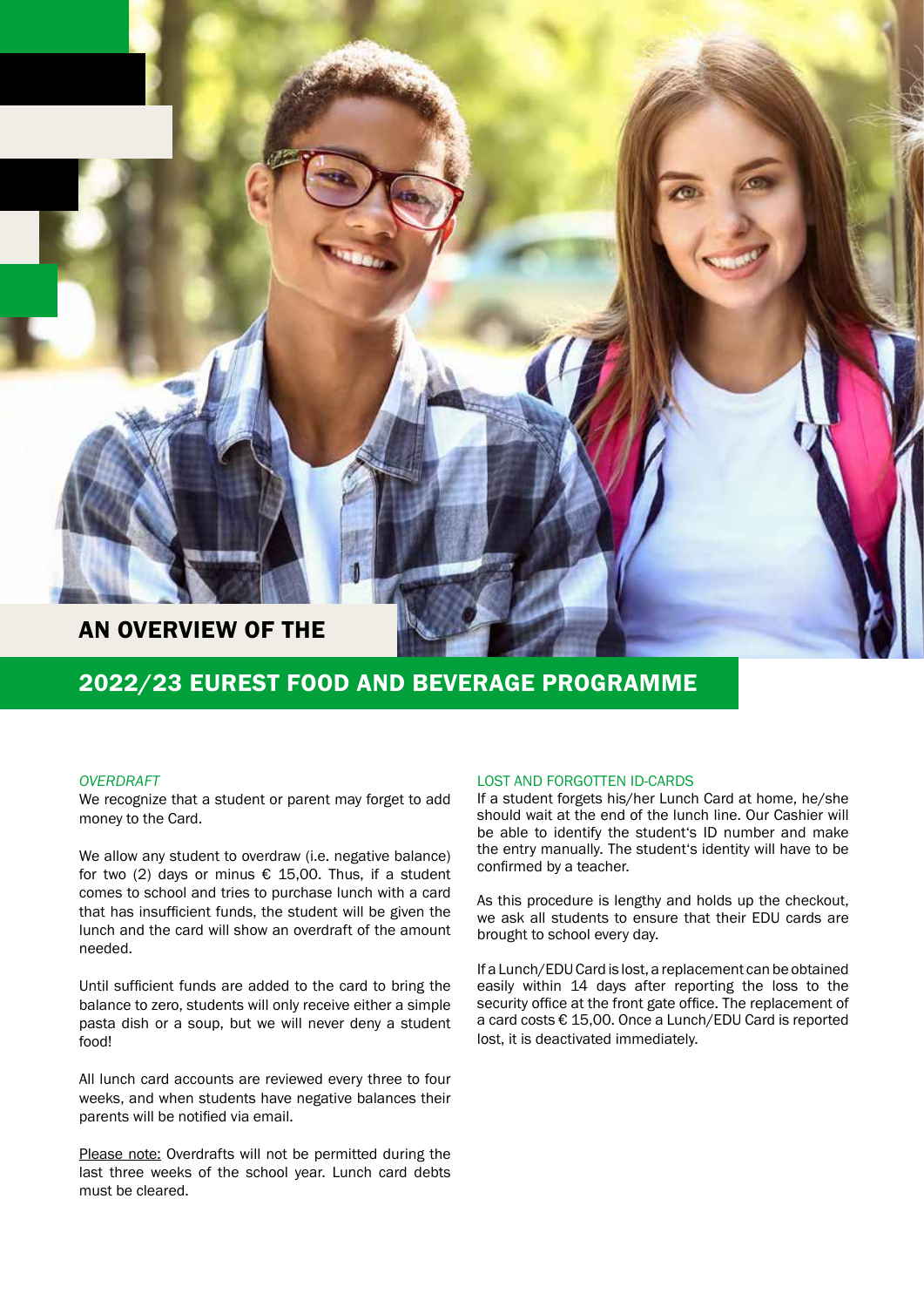# AN OVERVIEW OF THE

# 2022/23 EUREST FOOD AND BEVERAGE PROGRAMME

### *OVERDRAFT*

We recognize that a student or parent may forget to add money to the Card.

We allow any student to overdraw (i.e. negative balance) for two (2) days or minus € 15,00. Thus, if a student comes to school and tries to purchase lunch with a card that has insufficient funds, the student will be given the lunch and the card will show an overdraft of the amount needed.

Until sufficient funds are added to the card to bring the balance to zero, students will only receive either a simple pasta dish or a soup, but we will never deny a student food!

All lunch card accounts are reviewed every three to four weeks, and when students have negative balances their parents will be notified via email.

Please note: Overdrafts will not be permitted during the last three weeks of the school year. Lunch card debts must be cleared.

### LOST AND FORGOTTEN ID-CARDS

If a student forgets his/her Lunch Card at home, he/she should wait at the end of the lunch line. Our Cashier will be able to identify the student's ID number and make the entry manually. The student's identity will have to be confirmed by a teacher.

As this procedure is lengthy and holds up the checkout, we ask all students to ensure that their EDU cards are brought to school every day.

If a Lunch/EDU Card is lost, a replacement can be obtained easily within 14 days after reporting the loss to the security office at the front gate office. The replacement of a card costs € 15,00. Once a Lunch/EDU Card is reported lost, it is deactivated immediately.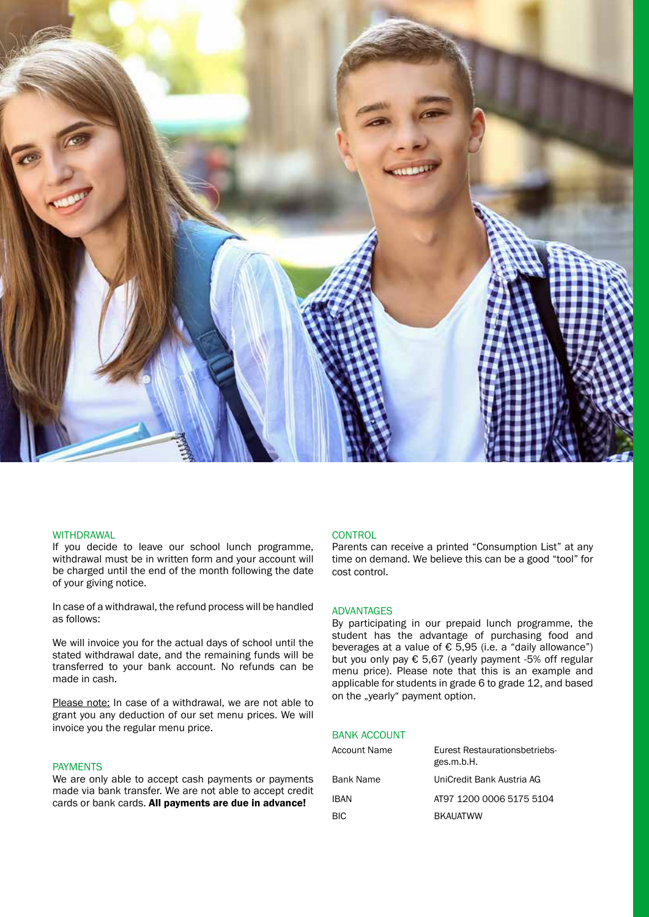## WITHDRAWAL

If you decide to leave our school lunch programme, withdrawal must be in written form and your account will be charged until the end of the month following the date of your giving notice.

In case of a withdrawal, the refund process will be handled as follows:

We will invoice you for the actual days of school until the stated withdrawal date, and the remaining funds will be transferred to your bank account. No refunds can be made in cash.

Please note: In case of a withdrawal, we are not able to grant you any deduction of our set menu prices. We will invoice you the regular menu price.

## PAYMENTS

We are only able to accept cash payments or payments made via bank transfer. We are not able to accept credit cards or bank cards. **All payments are due in advance!**

## CONTROL

Parents can receive a printed "Consumption List" at any time on demand. We believe this can be a good "tool" for cost control.

## ADVANTAGES

By participating in our prepaid lunch programme, the student has the advantage of purchasing food and beverages at a value of € 5,95 (i.e. a "daily allowance") but you only pay € 5,67 (yearly payment -5% off regular menu price). Please note that this is an example and applicable for students in grade 6 to grade 12, and based on the „yearly" payment option.

## BANK ACCOUNT

| | |
|---|---|
| Account Name | Eurest Restaurationsbetriebsges.m.b.H. |
| Bank Name | UniCredit Bank Austria AG |
| IBAN | AT97 1200 0006 5175 5104 |
| BIC | BKAUATWW |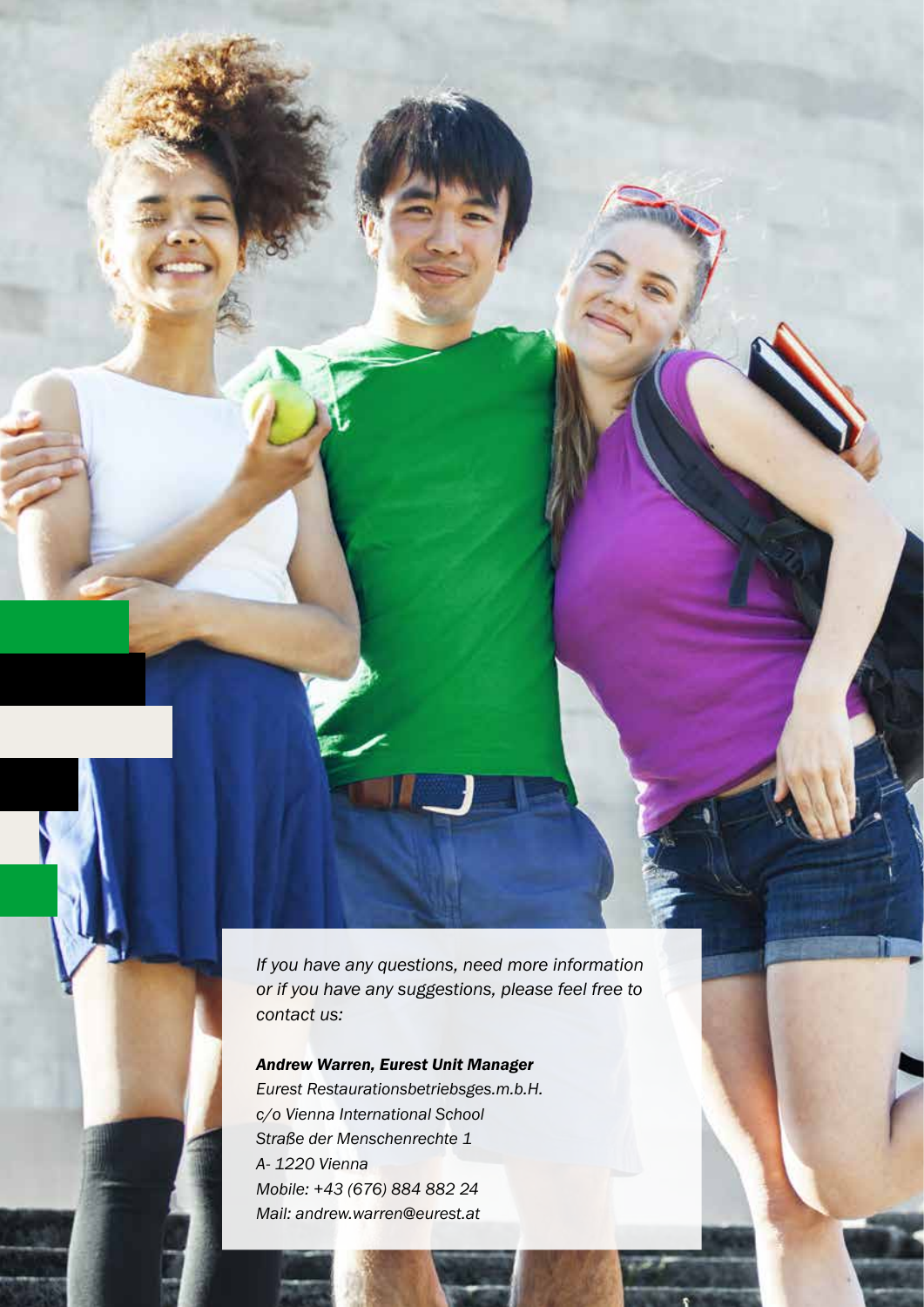*If you have any questions, need more information or if you have any suggestions, please feel free to contact us:*

***Andrew Warren, Eurest Unit Manager***
*Eurest Restaurationsbetriebsges.m.b.H.*
*c/o Vienna International School*
*Straße der Menschenrechte 1*
*A- 1220 Vienna*
*Mobile: +43 (676) 884 882 24*
*Mail: andrew.warren@eurest.at*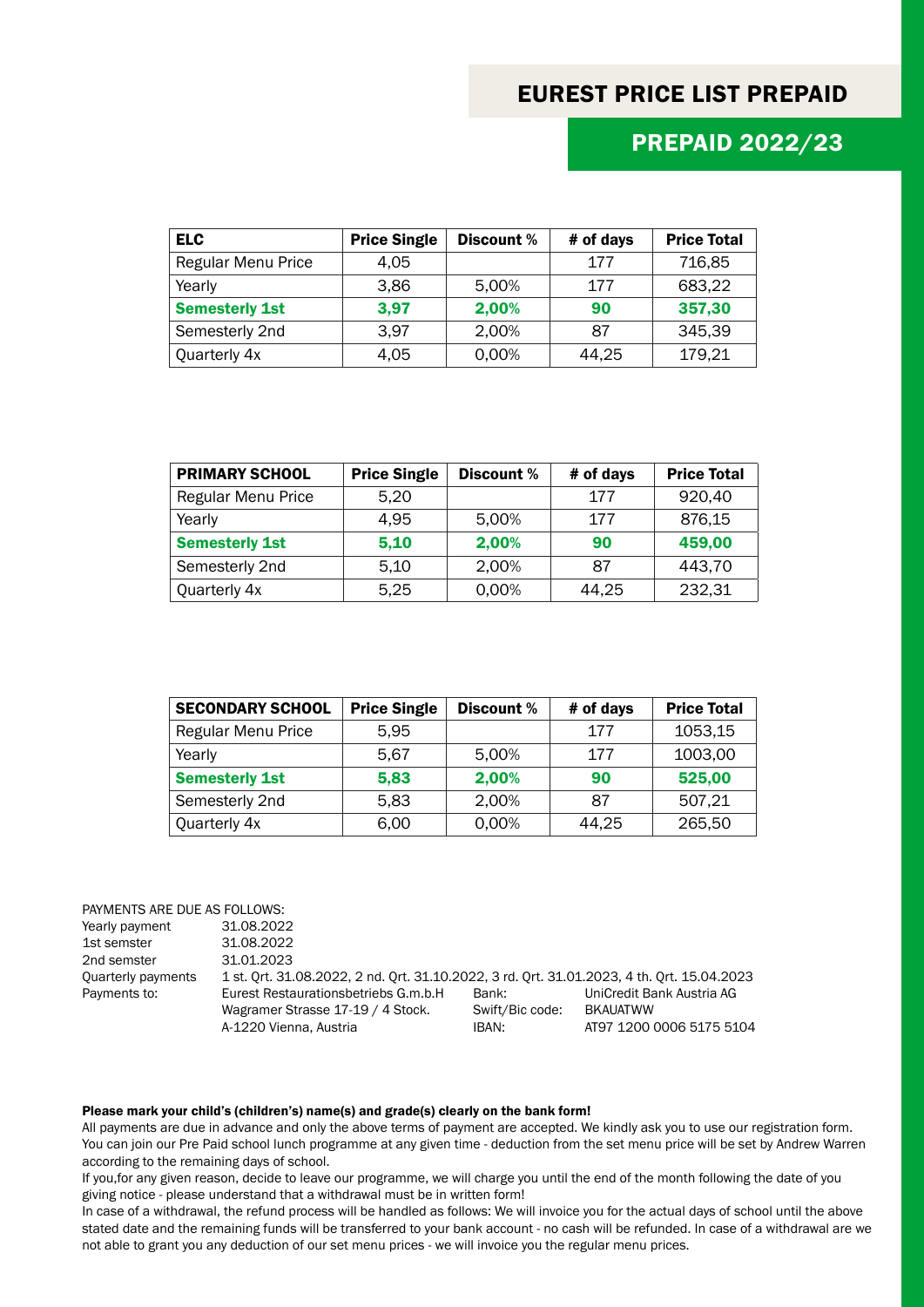# EUREST PRICE LIST PREPAID

## PREPAID 2022/23

| ELC | Price Single | Discount % | # of days | Price Total |
|---|---|---|---|---|
| Regular Menu Price | 4,05 | | 177 | 716,85 |
| Yearly | 3,86 | 5,00% | 177 | 683,22 |
| **Semesterly 1st** | **3,97** | **2,00%** | **90** | **357,30** |
| Semesterly 2nd | 3,97 | 2,00% | 87 | 345,39 |
| Quarterly 4x | 4,05 | 0,00% | 44,25 | 179,21 |

| PRIMARY SCHOOL | Price Single | Discount % | # of days | Price Total |
|---|---|---|---|---|
| Regular Menu Price | 5,20 | | 177 | 920,40 |
| Yearly | 4,95 | 5,00% | 177 | 876,15 |
| **Semesterly 1st** | **5,10** | **2,00%** | **90** | **459,00** |
| Semesterly 2nd | 5,10 | 2,00% | 87 | 443,70 |
| Quarterly 4x | 5,25 | 0,00% | 44,25 | 232,31 |

| SECONDARY SCHOOL | Price Single | Discount % | # of days | Price Total |
|---|---|---|---|---|
| Regular Menu Price | 5,95 | | 177 | 1053,15 |
| Yearly | 5,67 | 5,00% | 177 | 1003,00 |
| **Semesterly 1st** | **5,83** | **2,00%** | **90** | **525,00** |
| Semesterly 2nd | 5,83 | 2,00% | 87 | 507,21 |
| Quarterly 4x | 6,00 | 0,00% | 44,25 | 265,50 |

PAYMENTS ARE DUE AS FOLLOWS:

Yearly payment: 31.08.2022

1st semster: 31.08.2022

2nd semster: 31.01.2023

Quarterly payments: 1 st. Qrt. 31.08.2022, 2 nd. Qrt. 31.10.2022, 3 rd. Qrt. 31.01.2023, 4 th. Qrt. 15.04.2023

Payments to:
Eurest Restaurationsbetriebs G.m.b.H
Wagramer Strasse 17-19 / 4 Stock.
A-1220 Vienna, Austria

Bank: UniCredit Bank Austria AG
Swift/Bic code: BKAUATWW
IBAN: AT97 1200 0006 5175 5104

**Please mark your child's (children's) name(s) and grade(s) clearly on the bank form!**

All payments are due in advance and only the above terms of payment are accepted. We kindly ask you to use our registration form. You can join our Pre Paid school lunch programme at any given time - deduction from the set menu price will be set by Andrew Warren according to the remaining days of school.

If you,for any given reason, decide to leave our programme, we will charge you until the end of the month following the date of you giving notice - please understand that a withdrawal must be in written form!

In case of a withdrawal, the refund process will be handled as follows: We will invoice you for the actual days of school until the above stated date and the remaining funds will be transferred to your bank account - no cash will be refunded. In case of a withdrawal are we not able to grant you any deduction of our set menu prices - we will invoice you the regular menu prices.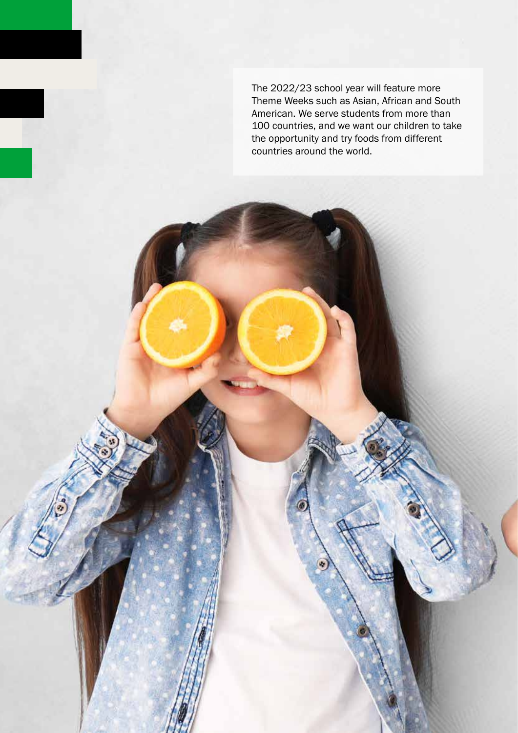The 2022/23 school year will feature more Theme Weeks such as Asian, African and South American. We serve students from more than 100 countries, and we want our children to take the opportunity and try foods from different countries around the world.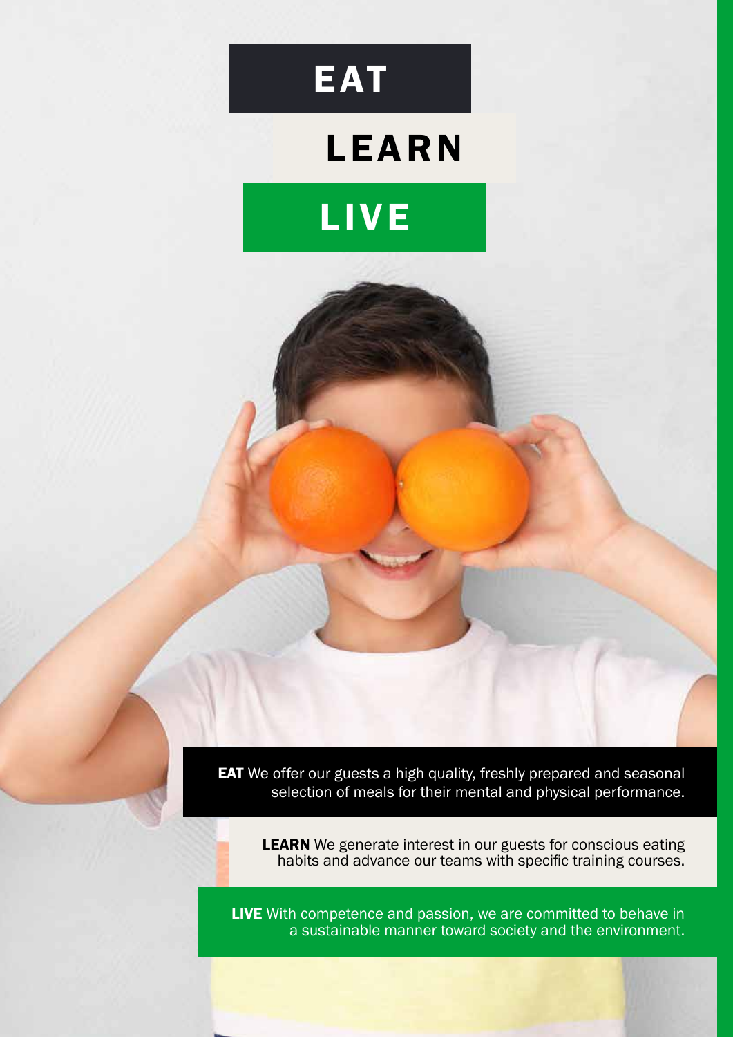# EAT

# LEARN

# LIVE

**EAT** We offer our guests a high quality, freshly prepared and seasonal selection of meals for their mental and physical performance.

**LEARN** We generate interest in our guests for conscious eating habits and advance our teams with specific training courses.

**LIVE** With competence and passion, we are committed to behave in a sustainable manner toward society and the environment.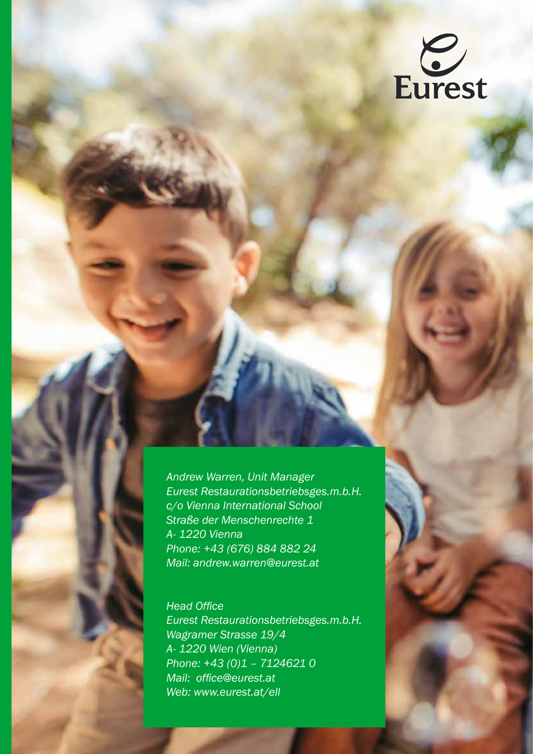Eurest

*Andrew Warren, Unit Manager*
*Eurest Restaurationsbetriebsges.m.b.H.*
*c/o Vienna International School*
*Straße der Menschenrechte 1*
*A- 1220 Vienna*
*Phone: +43 (676) 884 882 24*
*Mail: andrew.warren@eurest.at*

*Head Office*
*Eurest Restaurationsbetriebsges.m.b.H.*
*Wagramer Strasse 19/4*
*A- 1220 Wien (Vienna)*
*Phone: +43 (0)1 – 7124621 0*
*Mail: office@eurest.at*
*Web: www.eurest.at/ell*